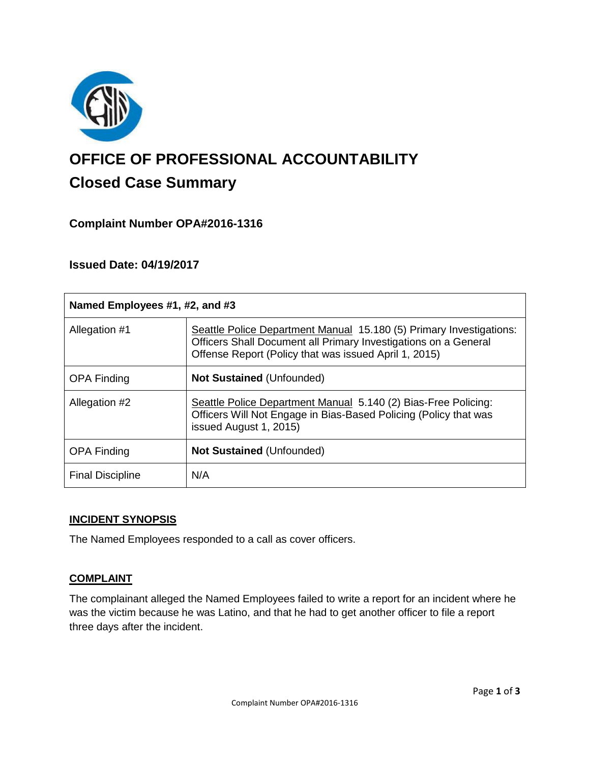# OFFICE OF PROFESSIONAL ACCOUNTABILITY

## Closed Case Summary

### Complaint Number OPA#2016-1316

### Issued Date: 04/19/2017

| Named Employees #1, #2, and #3 | |
|---|---|
| Allegation #1 | Seattle Police Department Manual 15.180 (5) Primary Investigations: Officers Shall Document all Primary Investigations on a General Offense Report (Policy that was issued April 1, 2015) |
| OPA Finding | **Not Sustained** (Unfounded) |
| Allegation #2 | Seattle Police Department Manual 5.140 (2) Bias-Free Policing: Officers Will Not Engage in Bias-Based Policing (Policy that was issued August 1, 2015) |
| OPA Finding | **Not Sustained** (Unfounded) |
| Final Discipline | N/A |

**INCIDENT SYNOPSIS**

The Named Employees responded to a call as cover officers.

**COMPLAINT**

The complainant alleged the Named Employees failed to write a report for an incident where he was the victim because he was Latino, and that he had to get another officer to file a report three days after the incident.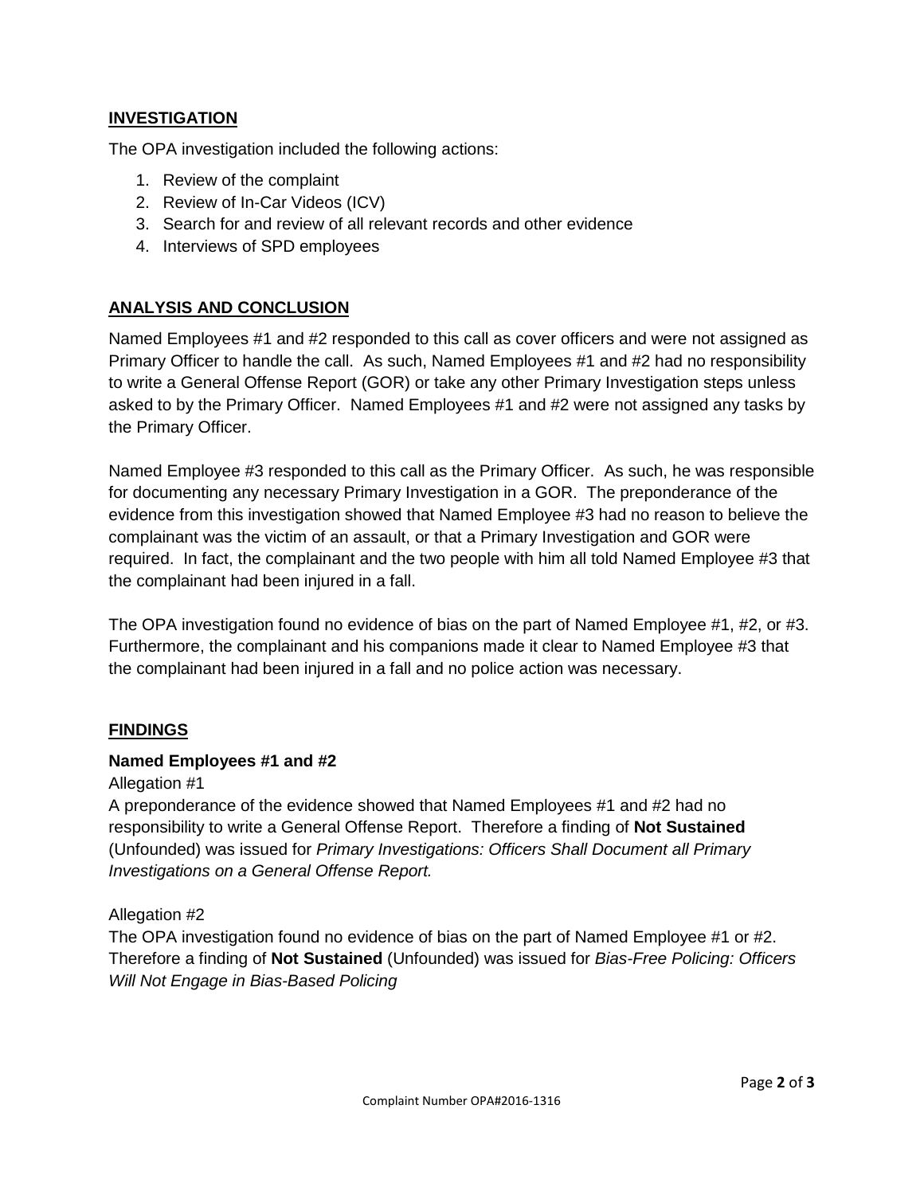## INVESTIGATION

The OPA investigation included the following actions:

1. Review of the complaint
2. Review of In-Car Videos (ICV)
3. Search for and review of all relevant records and other evidence
4. Interviews of SPD employees

## ANALYSIS AND CONCLUSION

Named Employees #1 and #2 responded to this call as cover officers and were not assigned as Primary Officer to handle the call. As such, Named Employees #1 and #2 had no responsibility to write a General Offense Report (GOR) or take any other Primary Investigation steps unless asked to by the Primary Officer. Named Employees #1 and #2 were not assigned any tasks by the Primary Officer.

Named Employee #3 responded to this call as the Primary Officer. As such, he was responsible for documenting any necessary Primary Investigation in a GOR. The preponderance of the evidence from this investigation showed that Named Employee #3 had no reason to believe the complainant was the victim of an assault, or that a Primary Investigation and GOR were required. In fact, the complainant and the two people with him all told Named Employee #3 that the complainant had been injured in a fall.

The OPA investigation found no evidence of bias on the part of Named Employee #1, #2, or #3. Furthermore, the complainant and his companions made it clear to Named Employee #3 that the complainant had been injured in a fall and no police action was necessary.

## FINDINGS

### Named Employees #1 and #2

Allegation #1

A preponderance of the evidence showed that Named Employees #1 and #2 had no responsibility to write a General Offense Report. Therefore a finding of **Not Sustained** (Unfounded) was issued for *Primary Investigations: Officers Shall Document all Primary Investigations on a General Offense Report.*

Allegation #2

The OPA investigation found no evidence of bias on the part of Named Employee #1 or #2. Therefore a finding of **Not Sustained** (Unfounded) was issued for *Bias-Free Policing: Officers Will Not Engage in Bias-Based Policing*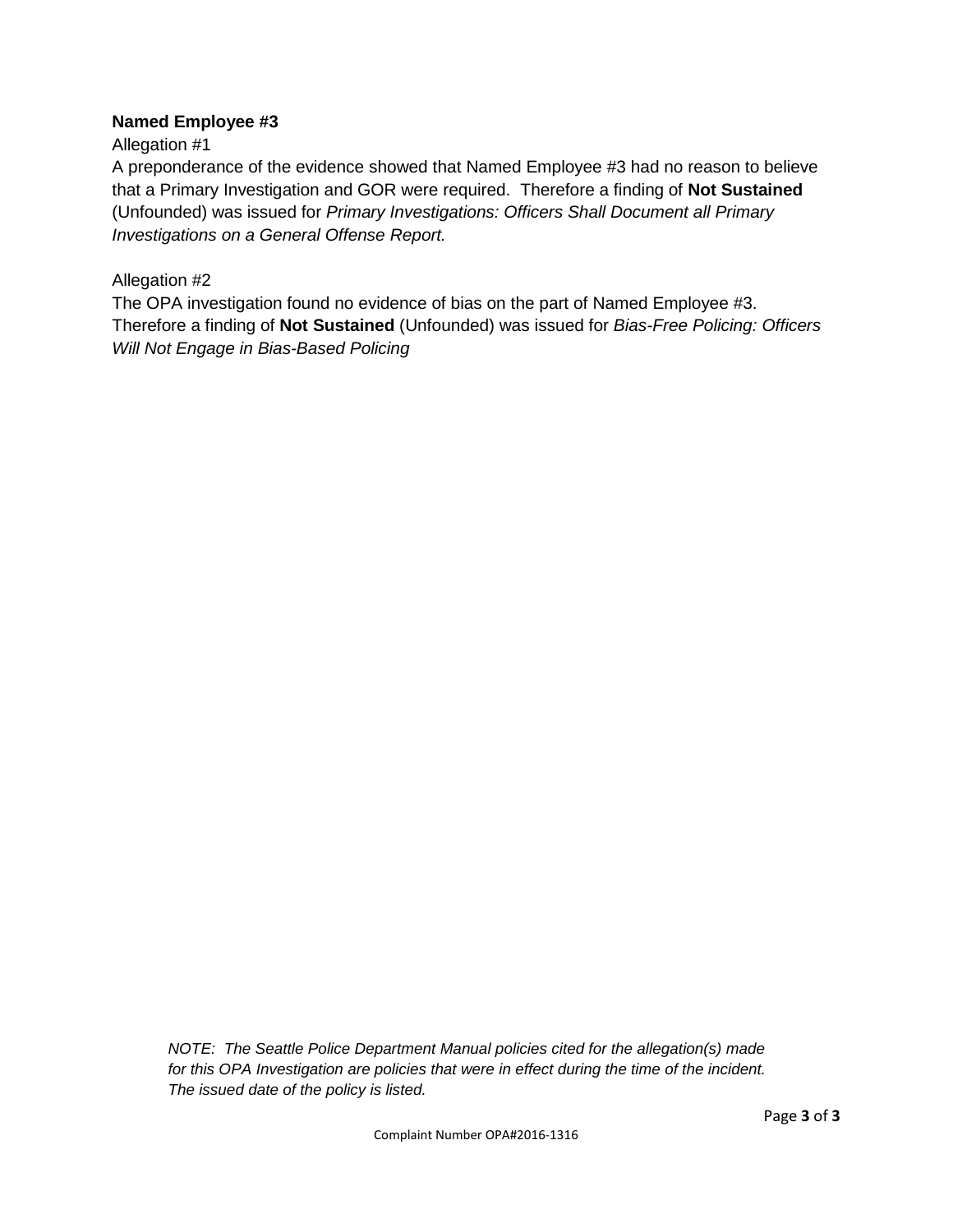**Named Employee #3**

Allegation #1

A preponderance of the evidence showed that Named Employee #3 had no reason to believe that a Primary Investigation and GOR were required. Therefore a finding of **Not Sustained** (Unfounded) was issued for *Primary Investigations: Officers Shall Document all Primary Investigations on a General Offense Report.*

Allegation #2

The OPA investigation found no evidence of bias on the part of Named Employee #3. Therefore a finding of **Not Sustained** (Unfounded) was issued for *Bias-Free Policing: Officers Will Not Engage in Bias-Based Policing*

*NOTE: The Seattle Police Department Manual policies cited for the allegation(s) made for this OPA Investigation are policies that were in effect during the time of the incident. The issued date of the policy is listed.*

Complaint Number OPA#2016-1316